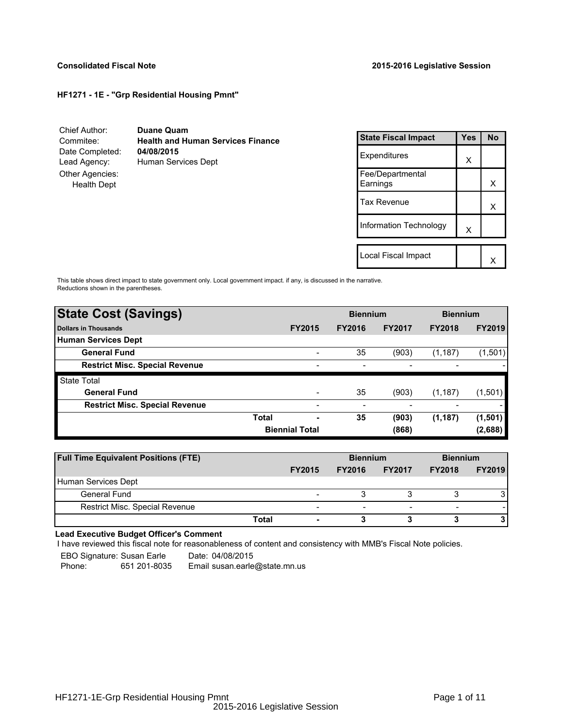**Consolidated Fiscal Note** **2015-2016 Legislative Session**

**HF1271 - 1E - "Grp Residential Housing Pmnt"**

Chief Author: **Duane Quam**
Commitee: **Health and Human Services Finance**
Date Completed: **04/08/2015**
Lead Agency: Human Services Dept
Other Agencies:
Health Dept

| State Fiscal Impact | Yes | No |
|---|---|---|
| Expenditures | X | |
| Fee/Departmental Earnings | | X |
| Tax Revenue | | X |
| Information Technology | X | |
| Local Fiscal Impact | | X |

This table shows direct impact to state government only. Local government impact. if any, is discussed in the narrative.
Reductions shown in the parentheses.

| **State Cost (Savings)** | | **Biennium** | | **Biennium** | |
|---|---|---|---|---|---|
| **Dollars in Thousands** | **FY2015** | **FY2016** | **FY2017** | **FY2018** | **FY2019** |
| **Human Services Dept** | | | | | |
| **General Fund** | - | 35 | (903) | (1,187) | (1,501) |
| **Restrict Misc. Special Revenue** | - | - | - | - | - |
| State Total | | | | | |
| **General Fund** | - | 35 | (903) | (1,187) | (1,501) |
| **Restrict Misc. Special Revenue** | - | - | - | - | - |
| **Total** | **-** | **35** | **(903)** | **(1,187)** | **(1,501)** |
| **Biennial Total** | | | **(868)** | | **(2,688)** |

| **Full Time Equivalent Positions (FTE)** | | **Biennium** | | **Biennium** | |
|---|---|---|---|---|---|
| | **FY2015** | **FY2016** | **FY2017** | **FY2018** | **FY2019** |
| Human Services Dept | | | | | |
| General Fund | - | 3 | 3 | 3 | 3 |
| Restrict Misc. Special Revenue | - | - | - | - | - |
| **Total** | **-** | **3** | **3** | **3** | **3** |

**Lead Executive Budget Officer's Comment**

I have reviewed this fiscal note for reasonableness of content and consistency with MMB's Fiscal Note policies.

EBO Signature: Susan Earle Date: 04/08/2015
Phone: 651 201-8035 Email susan.earle@state.mn.us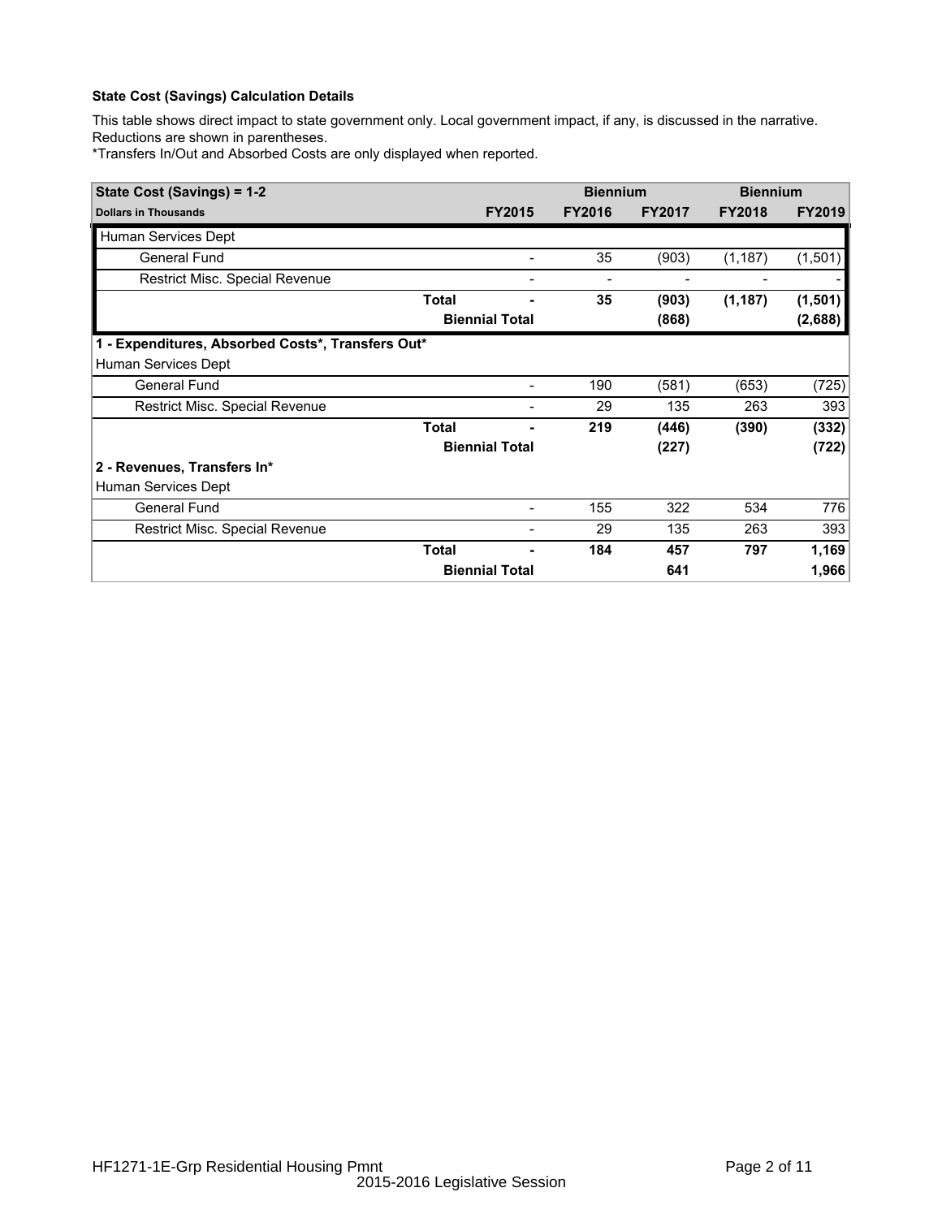**State Cost (Savings) Calculation Details**

This table shows direct impact to state government only. Local government impact, if any, is discussed in the narrative. Reductions are shown in parentheses.
*Transfers In/Out and Absorbed Costs are only displayed when reported.

| State Cost (Savings) = 1-2 | | | Biennium | | Biennium | |
|---|---|---|---|---|---|---|
| **Dollars in Thousands** | | **FY2015** | **FY2016** | **FY2017** | **FY2018** | **FY2019** |
| Human Services Dept | | | | | | |
| General Fund | | - | 35 | (903) | (1,187) | (1,501) |
| Restrict Misc. Special Revenue | | - | - | - | - | - |
| | **Total** | **-** | **35** | **(903)** | **(1,187)** | **(1,501)** |
| | **Biennial Total** | | | **(868)** | | **(2,688)** |
| **1 - Expenditures, Absorbed Costs*, Transfers Out*** | | | | | | |
| Human Services Dept | | | | | | |
| General Fund | | - | 190 | (581) | (653) | (725) |
| Restrict Misc. Special Revenue | | - | 29 | 135 | 263 | 393 |
| | **Total** | **-** | **219** | **(446)** | **(390)** | **(332)** |
| | **Biennial Total** | | | **(227)** | | **(722)** |
| **2 - Revenues, Transfers In*** | | | | | | |
| Human Services Dept | | | | | | |
| General Fund | | - | 155 | 322 | 534 | 776 |
| Restrict Misc. Special Revenue | | - | 29 | 135 | 263 | 393 |
| | **Total** | **-** | **184** | **457** | **797** | **1,169** |
| | **Biennial Total** | | | **641** | | **1,966** |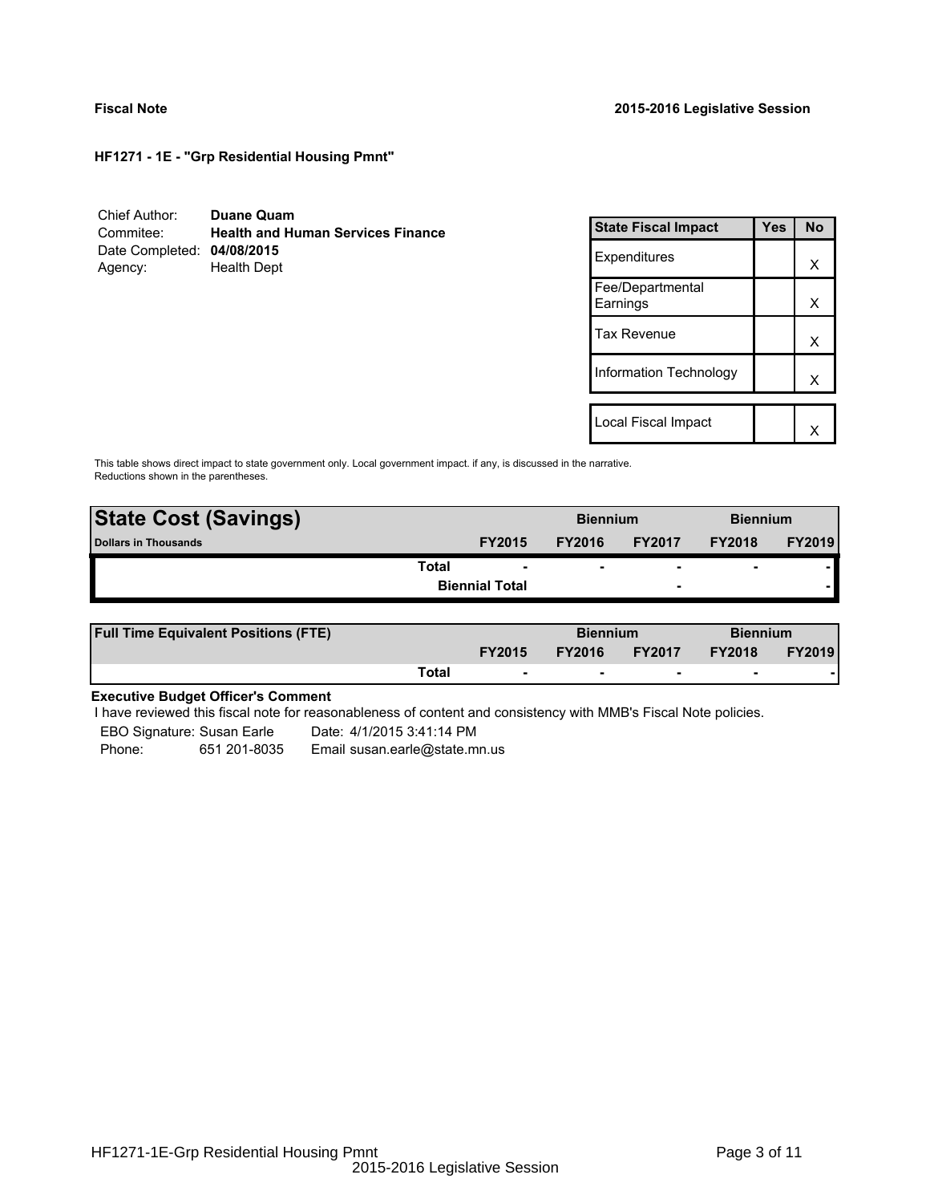**Fiscal Note** | **2015-2016 Legislative Session**

### HF1271 - 1E - "Grp Residential Housing Pmnt"

Chief Author: **Duane Quam**
Commitee: **Health and Human Services Finance**
Date Completed: **04/08/2015**
Agency: Health Dept

| State Fiscal Impact | Yes | No |
|---|---|---|
| Expenditures | | X |
| Fee/Departmental Earnings | | X |
| Tax Revenue | | X |
| Information Technology | | X |
| | | |
| Local Fiscal Impact | | X |

This table shows direct impact to state government only. Local government impact. if any, is discussed in the narrative.
Reductions shown in the parentheses.

| **State Cost (Savings)** | | Biennium | | Biennium | |
|---|---|---|---|---|---|
| **Dollars in Thousands** | **FY2015** | **FY2016** | **FY2017** | **FY2018** | **FY2019** |
| **Total** | - | - | - | - | - |
| **Biennial Total** | | | - | | - |

| **Full Time Equivalent Positions (FTE)** | | Biennium | | Biennium | |
|---|---|---|---|---|---|
| | **FY2015** | **FY2016** | **FY2017** | **FY2018** | **FY2019** |
| **Total** | - | - | - | - | - |

**Executive Budget Officer's Comment**

I have reviewed this fiscal note for reasonableness of content and consistency with MMB's Fiscal Note policies.

EBO Signature: Susan Earle    Date: 4/1/2015 3:41:14 PM
Phone: 651 201-8035    Email susan.earle@state.mn.us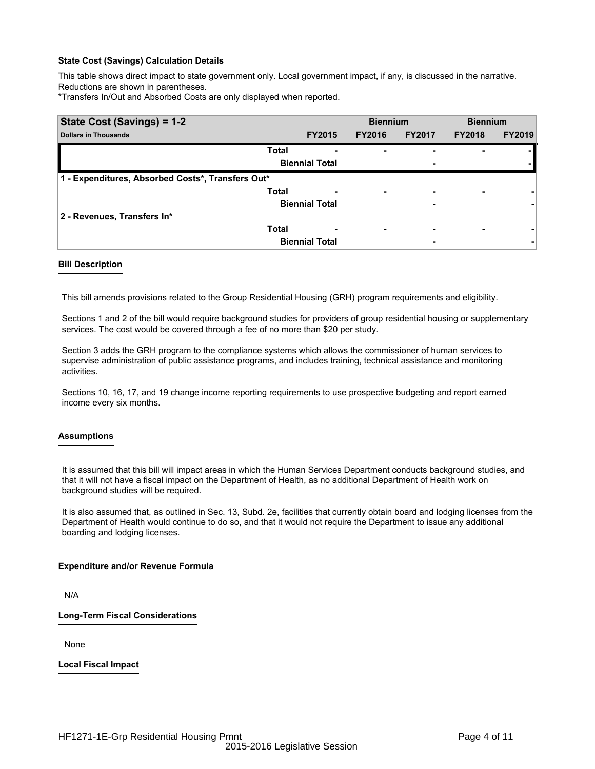**State Cost (Savings) Calculation Details**

This table shows direct impact to state government only. Local government impact, if any, is discussed in the narrative. Reductions are shown in parentheses.

*Transfers In/Out and Absorbed Costs are only displayed when reported.

| State Cost (Savings) = 1-2 | | | Biennium | | Biennium | |
|---|---|---|---|---|---|---|
| **Dollars in Thousands** | | **FY2015** | **FY2016** | **FY2017** | **FY2018** | **FY2019** |
| | **Total** | - | - | - | - | - |
| | **Biennial Total** | | | - | | - |
| **1 - Expenditures, Absorbed Costs*, Transfers Out*** | | | | | | |
| | **Total** | - | - | - | - | - |
| | **Biennial Total** | | | - | | - |
| **2 - Revenues, Transfers In*** | | | | | | |
| | **Total** | - | - | - | - | - |
| | **Biennial Total** | | | - | | - |

**Bill Description**

This bill amends provisions related to the Group Residential Housing (GRH) program requirements and eligibility.

Sections 1 and 2 of the bill would require background studies for providers of group residential housing or supplementary services. The cost would be covered through a fee of no more than $20 per study.

Section 3 adds the GRH program to the compliance systems which allows the commissioner of human services to supervise administration of public assistance programs, and includes training, technical assistance and monitoring activities.

Sections 10, 16, 17, and 19 change income reporting requirements to use prospective budgeting and report earned income every six months.

**Assumptions**

It is assumed that this bill will impact areas in which the Human Services Department conducts background studies, and that it will not have a fiscal impact on the Department of Health, as no additional Department of Health work on background studies will be required.

It is also assumed that, as outlined in Sec. 13, Subd. 2e, facilities that currently obtain board and lodging licenses from the Department of Health would continue to do so, and that it would not require the Department to issue any additional boarding and lodging licenses.

**Expenditure and/or Revenue Formula**

N/A

**Long-Term Fiscal Considerations**

None

**Local Fiscal Impact**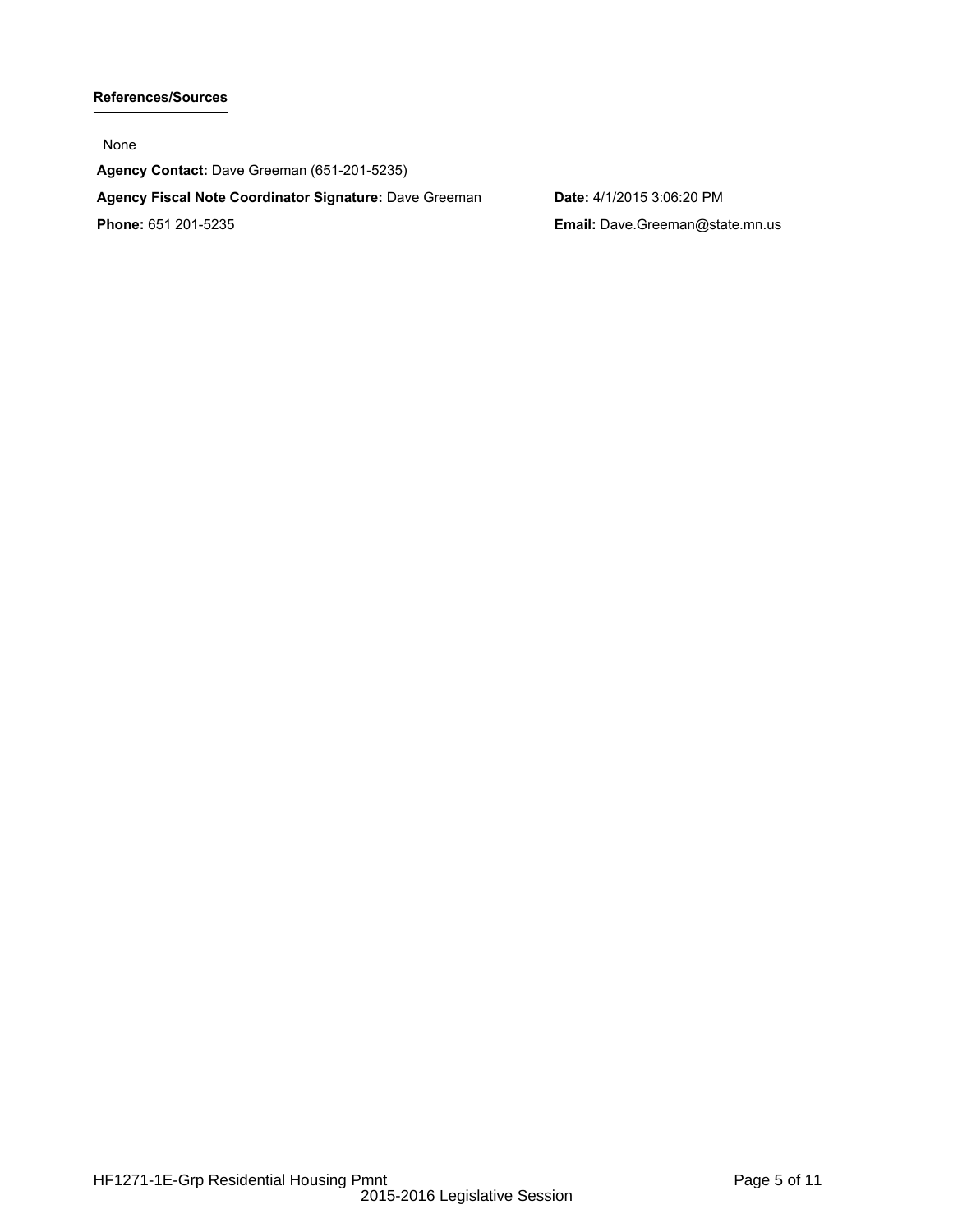#### References/Sources

None

**Agency Contact:** Dave Greeman (651-201-5235)

**Agency Fiscal Note Coordinator Signature:** Dave Greeman

**Date:** 4/1/2015 3:06:20 PM

**Phone:** 651 201-5235

**Email:** Dave.Greeman@state.mn.us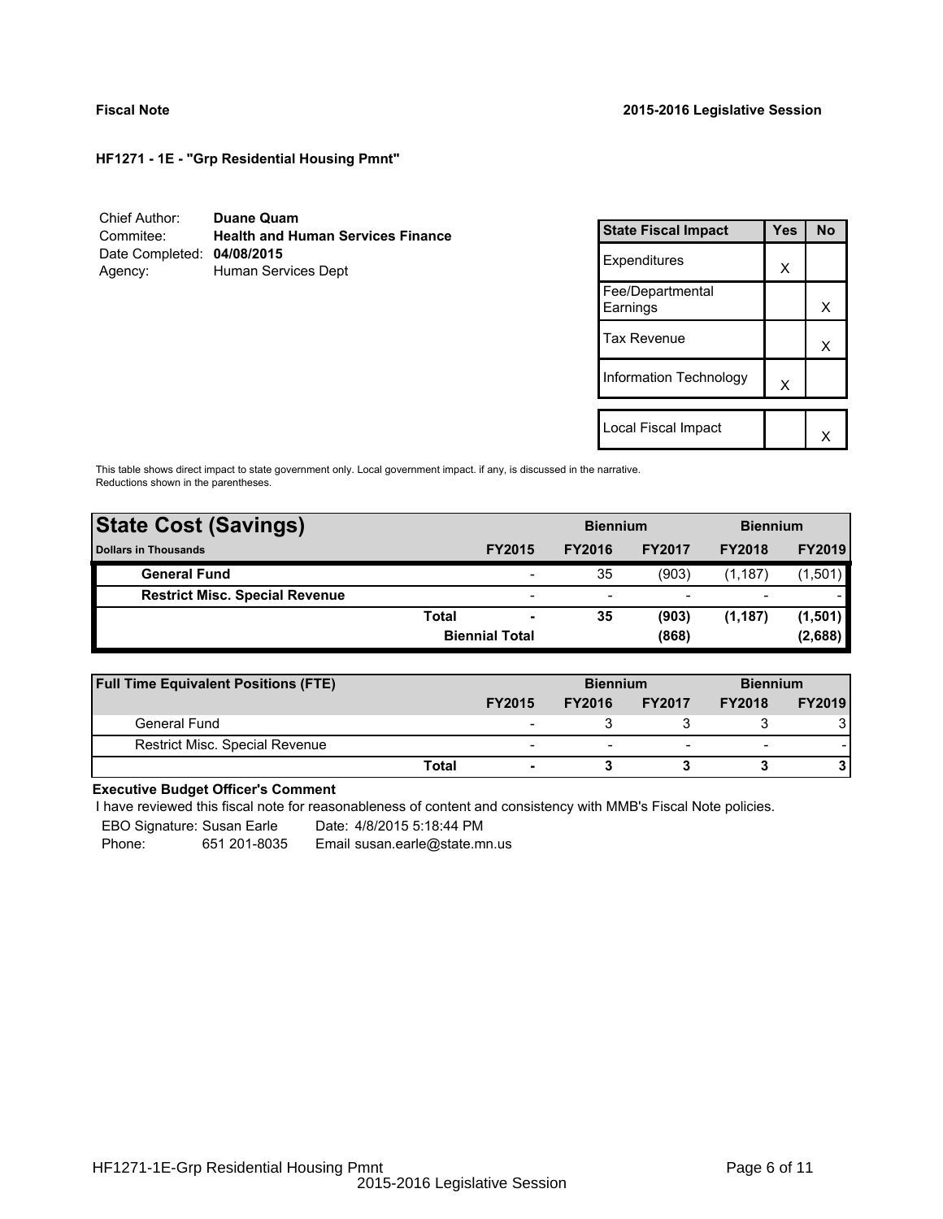**Fiscal Note** **2015-2016 Legislative Session**

**HF1271 - 1E - "Grp Residential Housing Pmnt"**

Chief Author: **Duane Quam**
Commitee: **Health and Human Services Finance**
Date Completed: **04/08/2015**
Agency: Human Services Dept

| State Fiscal Impact | Yes | No |
|---|---|---|
| Expenditures | X | |
| Fee/Departmental Earnings | | X |
| Tax Revenue | | X |
| Information Technology | X | |
| Local Fiscal Impact | | X |

This table shows direct impact to state government only. Local government impact. if any, is discussed in the narrative.
Reductions shown in the parentheses.

| **State Cost (Savings)** | | | Biennium | | Biennium | |
|---|---|---|---|---|---|---|
| **Dollars in Thousands** | | **FY2015** | **FY2016** | **FY2017** | **FY2018** | **FY2019** |
| **General Fund** | | - | 35 | (903) | (1,187) | (1,501) |
| **Restrict Misc. Special Revenue** | | - | - | - | - | - |
| | **Total** | **-** | **35** | **(903)** | **(1,187)** | **(1,501)** |
| | | **Biennial Total** | | **(868)** | | **(2,688)** |

| **Full Time Equivalent Positions (FTE)** | | | Biennium | | Biennium | |
|---|---|---|---|---|---|---|
| | | **FY2015** | **FY2016** | **FY2017** | **FY2018** | **FY2019** |
| General Fund | | - | 3 | 3 | 3 | 3 |
| Restrict Misc. Special Revenue | | - | - | - | - | - |
| | **Total** | **-** | **3** | **3** | **3** | **3** |

**Executive Budget Officer's Comment**

I have reviewed this fiscal note for reasonableness of content and consistency with MMB's Fiscal Note policies.

EBO Signature: Susan Earle    Date: 4/8/2015 5:18:44 PM
Phone: 651 201-8035    Email susan.earle@state.mn.us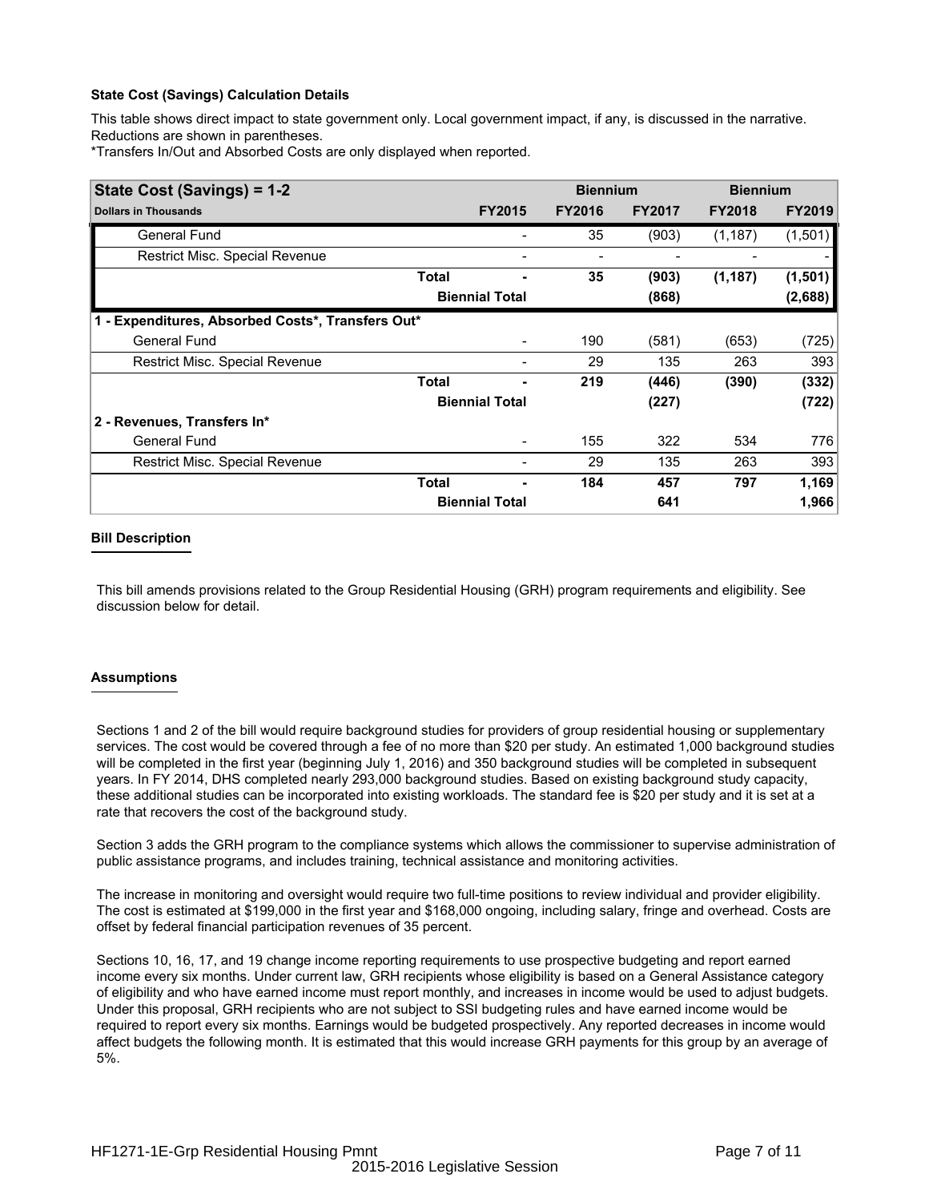### State Cost (Savings) Calculation Details

This table shows direct impact to state government only. Local government impact, if any, is discussed in the narrative. Reductions are shown in parentheses.

*Transfers In/Out and Absorbed Costs are only displayed when reported.

| State Cost (Savings) = 1-2 | | | Biennium | | Biennium | |
|---|---|---|---|---|---|---|
| Dollars in Thousands | | FY2015 | FY2016 | FY2017 | FY2018 | FY2019 |
| General Fund | | - | 35 | (903) | (1,187) | (1,501) |
| Restrict Misc. Special Revenue | | - | - | - | - | - |
| | Total | - | 35 | (903) | (1,187) | (1,501) |
| | Biennial Total | | | (868) | | (2,688) |
| **1 - Expenditures, Absorbed Costs*, Transfers Out*** | | | | | | |
| General Fund | | - | 190 | (581) | (653) | (725) |
| Restrict Misc. Special Revenue | | - | 29 | 135 | 263 | 393 |
| | Total | - | 219 | (446) | (390) | (332) |
| | Biennial Total | | | (227) | | (722) |
| **2 - Revenues, Transfers In*** | | | | | | |
| General Fund | | - | 155 | 322 | 534 | 776 |
| Restrict Misc. Special Revenue | | - | 29 | 135 | 263 | 393 |
| | Total | - | 184 | 457 | 797 | 1,169 |
| | Biennial Total | | | 641 | | 1,966 |

### Bill Description

This bill amends provisions related to the Group Residential Housing (GRH) program requirements and eligibility. See discussion below for detail.

### Assumptions

Sections 1 and 2 of the bill would require background studies for providers of group residential housing or supplementary services. The cost would be covered through a fee of no more than $20 per study. An estimated 1,000 background studies will be completed in the first year (beginning July 1, 2016) and 350 background studies will be completed in subsequent years. In FY 2014, DHS completed nearly 293,000 background studies. Based on existing background study capacity, these additional studies can be incorporated into existing workloads. The standard fee is $20 per study and it is set at a rate that recovers the cost of the background study.

Section 3 adds the GRH program to the compliance systems which allows the commissioner to supervise administration of public assistance programs, and includes training, technical assistance and monitoring activities.

The increase in monitoring and oversight would require two full-time positions to review individual and provider eligibility. The cost is estimated at $199,000 in the first year and $168,000 ongoing, including salary, fringe and overhead. Costs are offset by federal financial participation revenues of 35 percent.

Sections 10, 16, 17, and 19 change income reporting requirements to use prospective budgeting and report earned income every six months. Under current law, GRH recipients whose eligibility is based on a General Assistance category of eligibility and who have earned income must report monthly, and increases in income would be used to adjust budgets. Under this proposal, GRH recipients who are not subject to SSI budgeting rules and have earned income would be required to report every six months. Earnings would be budgeted prospectively. Any reported decreases in income would affect budgets the following month. It is estimated that this would increase GRH payments for this group by an average of 5%.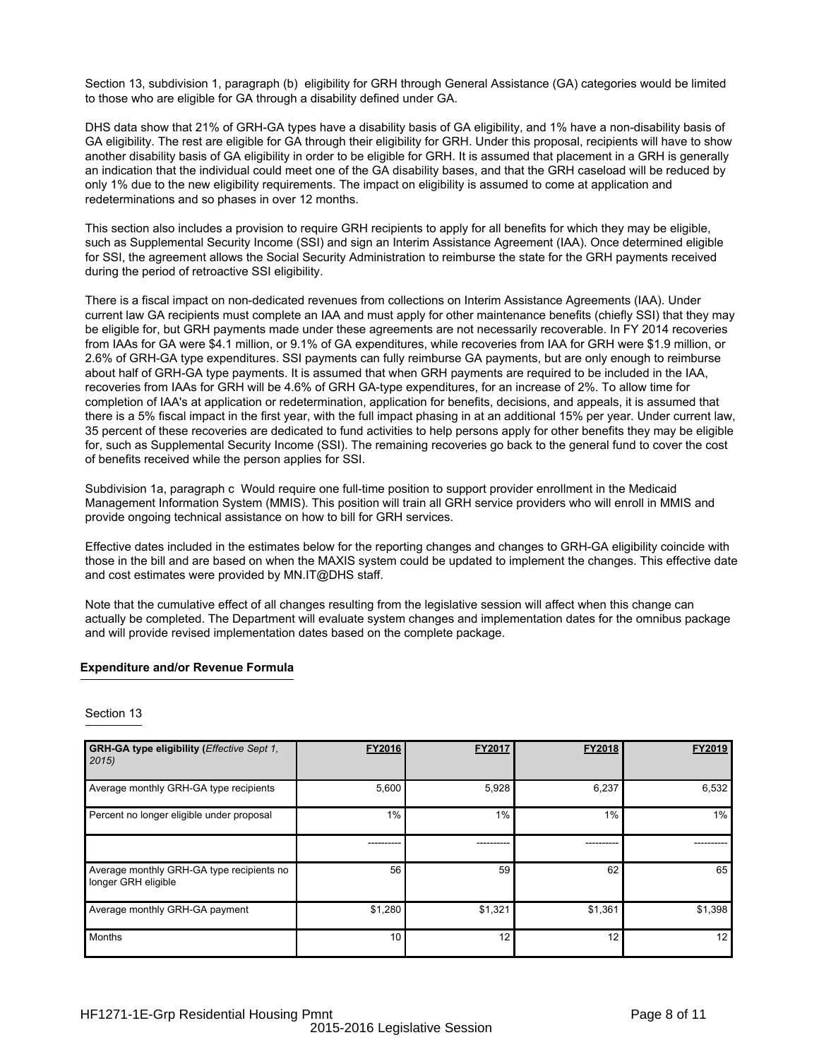Section 13, subdivision 1, paragraph (b) eligibility for GRH through General Assistance (GA) categories would be limited to those who are eligible for GA through a disability defined under GA.

DHS data show that 21% of GRH-GA types have a disability basis of GA eligibility, and 1% have a non-disability basis of GA eligibility. The rest are eligible for GA through their eligibility for GRH. Under this proposal, recipients will have to show another disability basis of GA eligibility in order to be eligible for GRH. It is assumed that placement in a GRH is generally an indication that the individual could meet one of the GA disability bases, and that the GRH caseload will be reduced by only 1% due to the new eligibility requirements. The impact on eligibility is assumed to come at application and redeterminations and so phases in over 12 months.

This section also includes a provision to require GRH recipients to apply for all benefits for which they may be eligible, such as Supplemental Security Income (SSI) and sign an Interim Assistance Agreement (IAA). Once determined eligible for SSI, the agreement allows the Social Security Administration to reimburse the state for the GRH payments received during the period of retroactive SSI eligibility.

There is a fiscal impact on non-dedicated revenues from collections on Interim Assistance Agreements (IAA). Under current law GA recipients must complete an IAA and must apply for other maintenance benefits (chiefly SSI) that they may be eligible for, but GRH payments made under these agreements are not necessarily recoverable. In FY 2014 recoveries from IAAs for GA were $4.1 million, or 9.1% of GA expenditures, while recoveries from IAA for GRH were $1.9 million, or 2.6% of GRH-GA type expenditures. SSI payments can fully reimburse GA payments, but are only enough to reimburse about half of GRH-GA type payments. It is assumed that when GRH payments are required to be included in the IAA, recoveries from IAAs for GRH will be 4.6% of GRH GA-type expenditures, for an increase of 2%. To allow time for completion of IAA's at application or redetermination, application for benefits, decisions, and appeals, it is assumed that there is a 5% fiscal impact in the first year, with the full impact phasing in at an additional 15% per year. Under current law, 35 percent of these recoveries are dedicated to fund activities to help persons apply for other benefits they may be eligible for, such as Supplemental Security Income (SSI). The remaining recoveries go back to the general fund to cover the cost of benefits received while the person applies for SSI.

Subdivision 1a, paragraph c Would require one full-time position to support provider enrollment in the Medicaid Management Information System (MMIS). This position will train all GRH service providers who will enroll in MMIS and provide ongoing technical assistance on how to bill for GRH services.

Effective dates included in the estimates below for the reporting changes and changes to GRH-GA eligibility coincide with those in the bill and are based on when the MAXIS system could be updated to implement the changes. This effective date and cost estimates were provided by MN.IT@DHS staff.

Note that the cumulative effect of all changes resulting from the legislative session will affect when this change can actually be completed. The Department will evaluate system changes and implementation dates for the omnibus package and will provide revised implementation dates based on the complete package.

**Expenditure and/or Revenue Formula**

Section 13

| **GRH-GA type eligibility** (*Effective Sept 1, 2015*) | FY2016 | FY2017 | FY2018 | FY2019 |
|---|---|---|---|---|
| Average monthly GRH-GA type recipients | 5,600 | 5,928 | 6,237 | 6,532 |
| Percent no longer eligible under proposal | 1% | 1% | 1% | 1% |
| | ---------- | ---------- | ---------- | ---------- |
| Average monthly GRH-GA type recipients no longer GRH eligible | 56 | 59 | 62 | 65 |
| Average monthly GRH-GA payment | $1,280 | $1,321 | $1,361 | $1,398 |
| Months | 10 | 12 | 12 | 12 |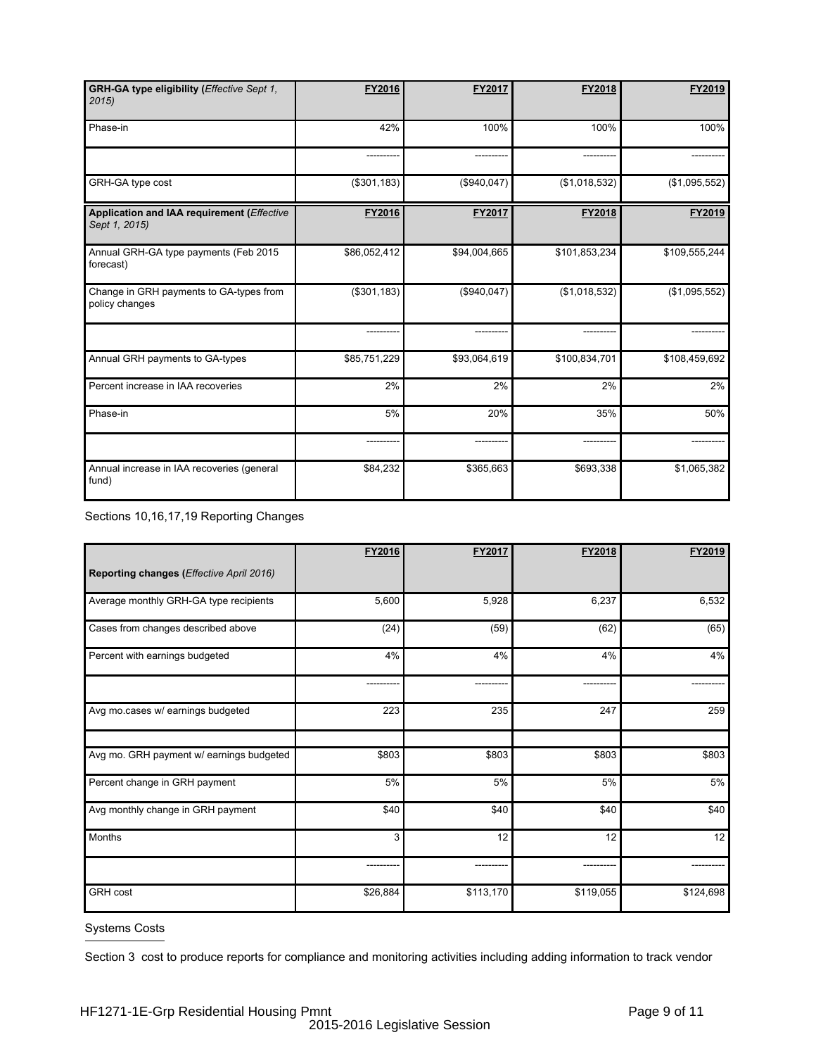| **GRH-GA type eligibility (*Effective Sept 1, 2015*)** | **FY2016** | **FY2017** | **FY2018** | **FY2019** |
|---|---|---|---|---|
| Phase-in | 42% | 100% | 100% | 100% |
| | ---------- | ---------- | ---------- | ---------- |
| GRH-GA type cost | ($301,183) | ($940,047) | ($1,018,532) | ($1,095,552) |

| **Application and IAA requirement (*Effective Sept 1, 2015*)** | **FY2016** | **FY2017** | **FY2018** | **FY2019** |
|---|---|---|---|---|
| Annual GRH-GA type payments (Feb 2015 forecast) | $86,052,412 | $94,004,665 | $101,853,234 | $109,555,244 |
| Change in GRH payments to GA-types from policy changes | ($301,183) | ($940,047) | ($1,018,532) | ($1,095,552) |
| | ---------- | ---------- | ---------- | ---------- |
| Annual GRH payments to GA-types | $85,751,229 | $93,064,619 | $100,834,701 | $108,459,692 |
| Percent increase in IAA recoveries | 2% | 2% | 2% | 2% |
| Phase-in | 5% | 20% | 35% | 50% |
| | ---------- | ---------- | ---------- | ---------- |
| Annual increase in IAA recoveries (general fund) | $84,232 | $365,663 | $693,338 | $1,065,382 |

Sections 10,16,17,19 Reporting Changes

| **Reporting changes (*Effective April 2016*)** | **FY2016** | **FY2017** | **FY2018** | **FY2019** |
|---|---|---|---|---|
| Average monthly GRH-GA type recipients | 5,600 | 5,928 | 6,237 | 6,532 |
| Cases from changes described above | (24) | (59) | (62) | (65) |
| Percent with earnings budgeted | 4% | 4% | 4% | 4% |
| | ---------- | ---------- | ---------- | ---------- |
| Avg mo.cases w/ earnings budgeted | 223 | 235 | 247 | 259 |
| | | | | |
| Avg mo. GRH payment w/ earnings budgeted | $803 | $803 | $803 | $803 |
| Percent change in GRH payment | 5% | 5% | 5% | 5% |
| Avg monthly change in GRH payment | $40 | $40 | $40 | $40 |
| Months | 3 | 12 | 12 | 12 |
| | ---------- | ---------- | ---------- | ---------- |
| GRH cost | $26,884 | $113,170 | $119,055 | $124,698 |

Systems Costs

Section 3 cost to produce reports for compliance and monitoring activities including adding information to track vendor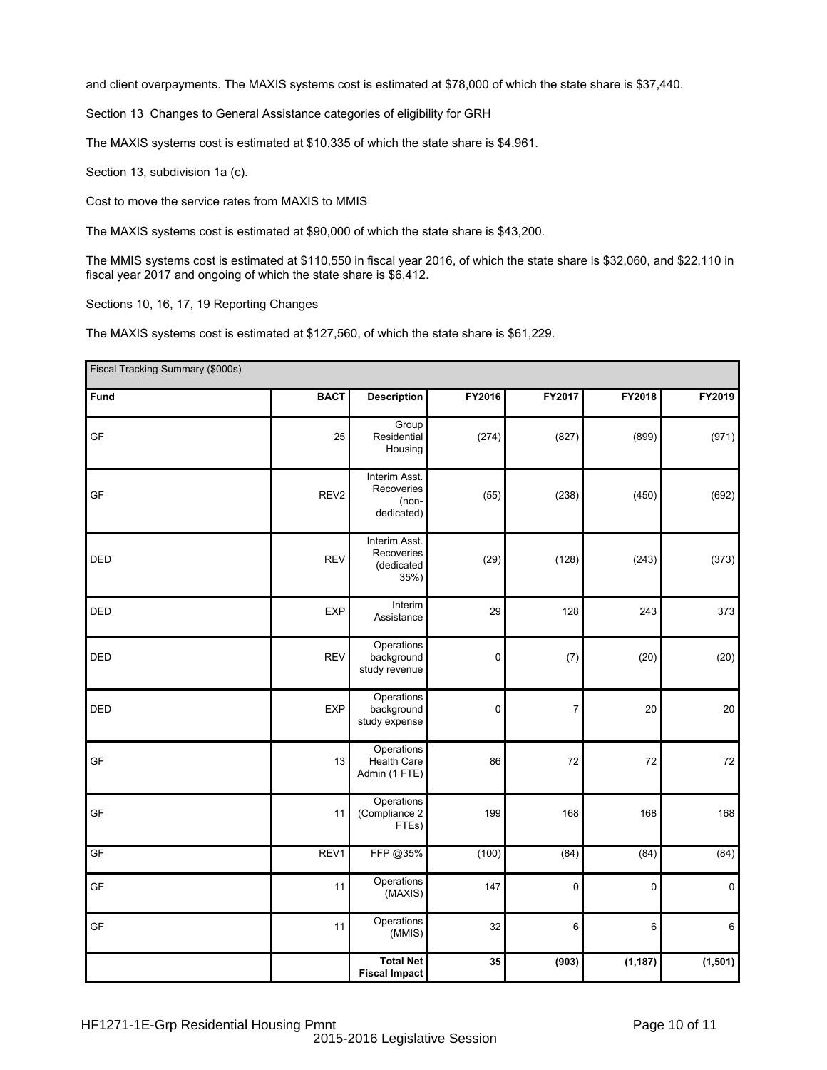and client overpayments. The MAXIS systems cost is estimated at $78,000 of which the state share is $37,440.

Section 13 Changes to General Assistance categories of eligibility for GRH

The MAXIS systems cost is estimated at $10,335 of which the state share is $4,961.

Section 13, subdivision 1a (c).

Cost to move the service rates from MAXIS to MMIS

The MAXIS systems cost is estimated at $90,000 of which the state share is $43,200.

The MMIS systems cost is estimated at $110,550 in fiscal year 2016, of which the state share is $32,060, and $22,110 in fiscal year 2017 and ongoing of which the state share is $6,412.

Sections 10, 16, 17, 19 Reporting Changes

The MAXIS systems cost is estimated at $127,560, of which the state share is $61,229.

| Fiscal Tracking Summary ($000s) | | | | | | |
|---|---|---|---|---|---|---|
| **Fund** | **BACT** | **Description** | **FY2016** | **FY2017** | **FY2018** | **FY2019** |
| GF | 25 | Group Residential Housing | (274) | (827) | (899) | (971) |
| GF | REV2 | Interim Asst. Recoveries (non-dedicated) | (55) | (238) | (450) | (692) |
| DED | REV | Interim Asst. Recoveries (dedicated 35%) | (29) | (128) | (243) | (373) |
| DED | EXP | Interim Assistance | 29 | 128 | 243 | 373 |
| DED | REV | Operations background study revenue | 0 | (7) | (20) | (20) |
| DED | EXP | Operations background study expense | 0 | 7 | 20 | 20 |
| GF | 13 | Operations Health Care Admin (1 FTE) | 86 | 72 | 72 | 72 |
| GF | 11 | Operations (Compliance 2 FTEs) | 199 | 168 | 168 | 168 |
| GF | REV1 | FFP @35% | (100) | (84) | (84) | (84) |
| GF | 11 | Operations (MAXIS) | 147 | 0 | 0 | 0 |
| GF | 11 | Operations (MMIS) | 32 | 6 | 6 | 6 |
| | | **Total Net Fiscal Impact** | **35** | **(903)** | **(1,187)** | **(1,501)** |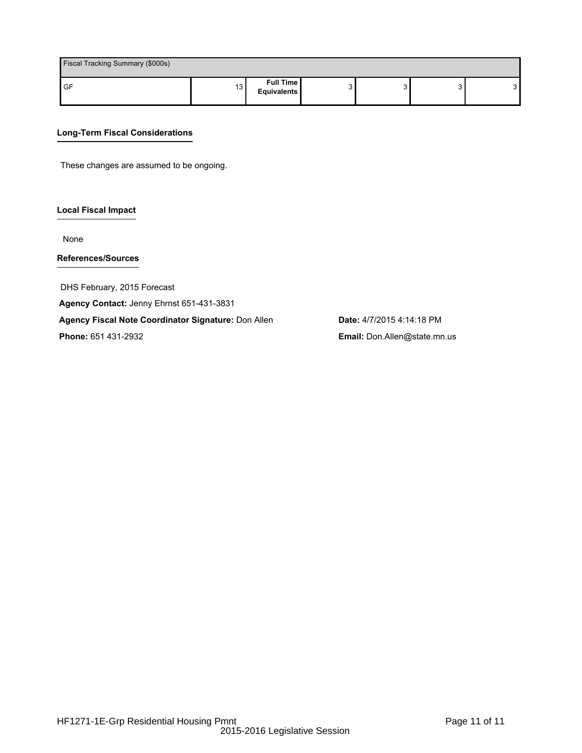| Fiscal Tracking Summary ($000s) | | | | | | |
|---|---|---|---|---|---|---|
| GF | 13 | **Full Time Equivalents** | 3 | 3 | 3 | 3 |

**Long-Term Fiscal Considerations**

These changes are assumed to be ongoing.

**Local Fiscal Impact**

None

**References/Sources**

DHS February, 2015 Forecast

**Agency Contact:** Jenny Ehrnst 651-431-3831

**Agency Fiscal Note Coordinator Signature:** Don Allen

**Date:** 4/7/2015 4:14:18 PM

**Phone:** 651 431-2932

**Email:** Don.Allen@state.mn.us